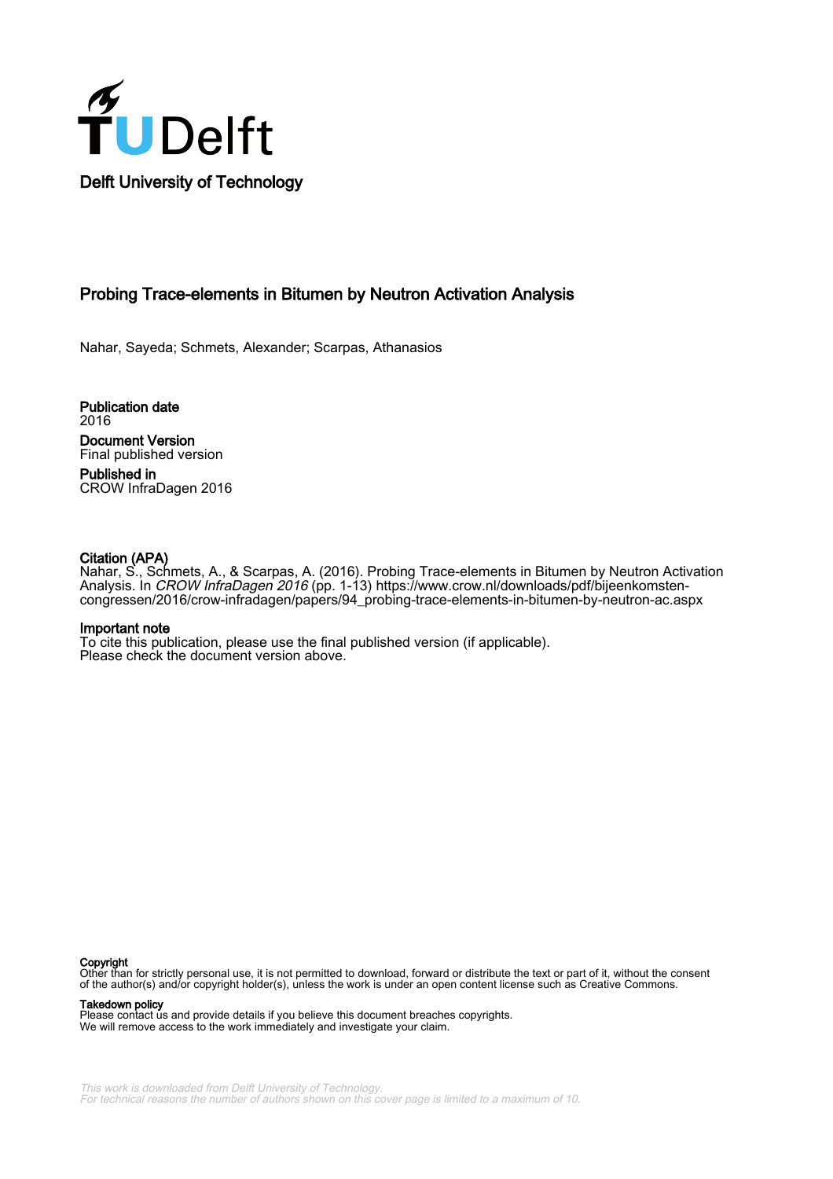Delft University of Technology

# Probing Trace-elements in Bitumen by Neutron Activation Analysis

Nahar, Sayeda; Schmets, Alexander; Scarpas, Athanasios

**Publication date**
2016

**Document Version**
Final published version

**Published in**
CROW InfraDagen 2016

**Citation (APA)**
Nahar, S., Schmets, A., & Scarpas, A. (2016). Probing Trace-elements in Bitumen by Neutron Activation Analysis. In *CROW InfraDagen 2016* (pp. 1-13) https://www.crow.nl/downloads/pdf/bijeenkomsten-congressen/2016/crow-infradagen/papers/94_probing-trace-elements-in-bitumen-by-neutron-ac.aspx

**Important note**
To cite this publication, please use the final published version (if applicable).
Please check the document version above.

**Copyright**
Other than for strictly personal use, it is not permitted to download, forward or distribute the text or part of it, without the consent of the author(s) and/or copyright holder(s), unless the work is under an open content license such as Creative Commons.

**Takedown policy**
Please contact us and provide details if you believe this document breaches copyrights.
We will remove access to the work immediately and investigate your claim.

*This work is downloaded from Delft University of Technology.*
*For technical reasons the number of authors shown on this cover page is limited to a maximum of 10.*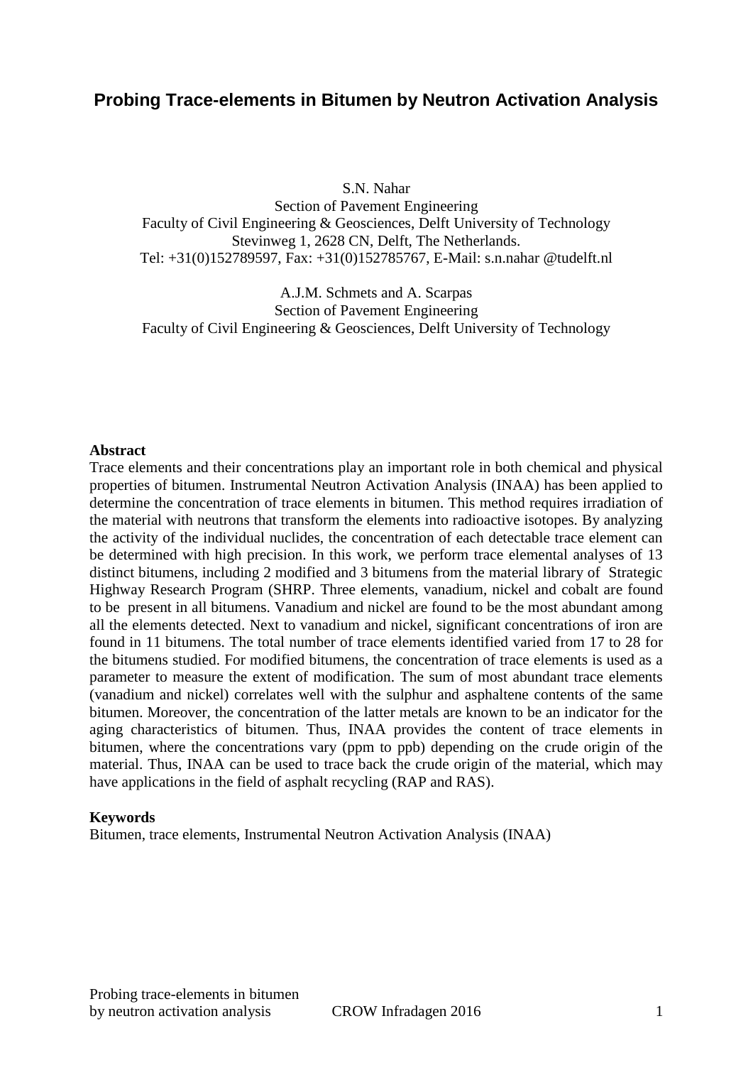# Probing Trace-elements in Bitumen by Neutron Activation Analysis

S.N. Nahar
Section of Pavement Engineering
Faculty of Civil Engineering & Geosciences, Delft University of Technology
Stevinweg 1, 2628 CN, Delft, The Netherlands.
Tel: +31(0)152789597, Fax: +31(0)152785767, E-Mail: s.n.nahar @tudelft.nl

A.J.M. Schmets and A. Scarpas
Section of Pavement Engineering
Faculty of Civil Engineering & Geosciences, Delft University of Technology

**Abstract**

Trace elements and their concentrations play an important role in both chemical and physical properties of bitumen. Instrumental Neutron Activation Analysis (INAA) has been applied to determine the concentration of trace elements in bitumen. This method requires irradiation of the material with neutrons that transform the elements into radioactive isotopes. By analyzing the activity of the individual nuclides, the concentration of each detectable trace element can be determined with high precision. In this work, we perform trace elemental analyses of 13 distinct bitumens, including 2 modified and 3 bitumens from the material library of Strategic Highway Research Program (SHRP. Three elements, vanadium, nickel and cobalt are found to be present in all bitumens. Vanadium and nickel are found to be the most abundant among all the elements detected. Next to vanadium and nickel, significant concentrations of iron are found in 11 bitumens. The total number of trace elements identified varied from 17 to 28 for the bitumens studied. For modified bitumens, the concentration of trace elements is used as a parameter to measure the extent of modification. The sum of most abundant trace elements (vanadium and nickel) correlates well with the sulphur and asphaltene contents of the same bitumen. Moreover, the concentration of the latter metals are known to be an indicator for the aging characteristics of bitumen. Thus, INAA provides the content of trace elements in bitumen, where the concentrations vary (ppm to ppb) depending on the crude origin of the material. Thus, INAA can be used to trace back the crude origin of the material, which may have applications in the field of asphalt recycling (RAP and RAS).

**Keywords**

Bitumen, trace elements, Instrumental Neutron Activation Analysis (INAA)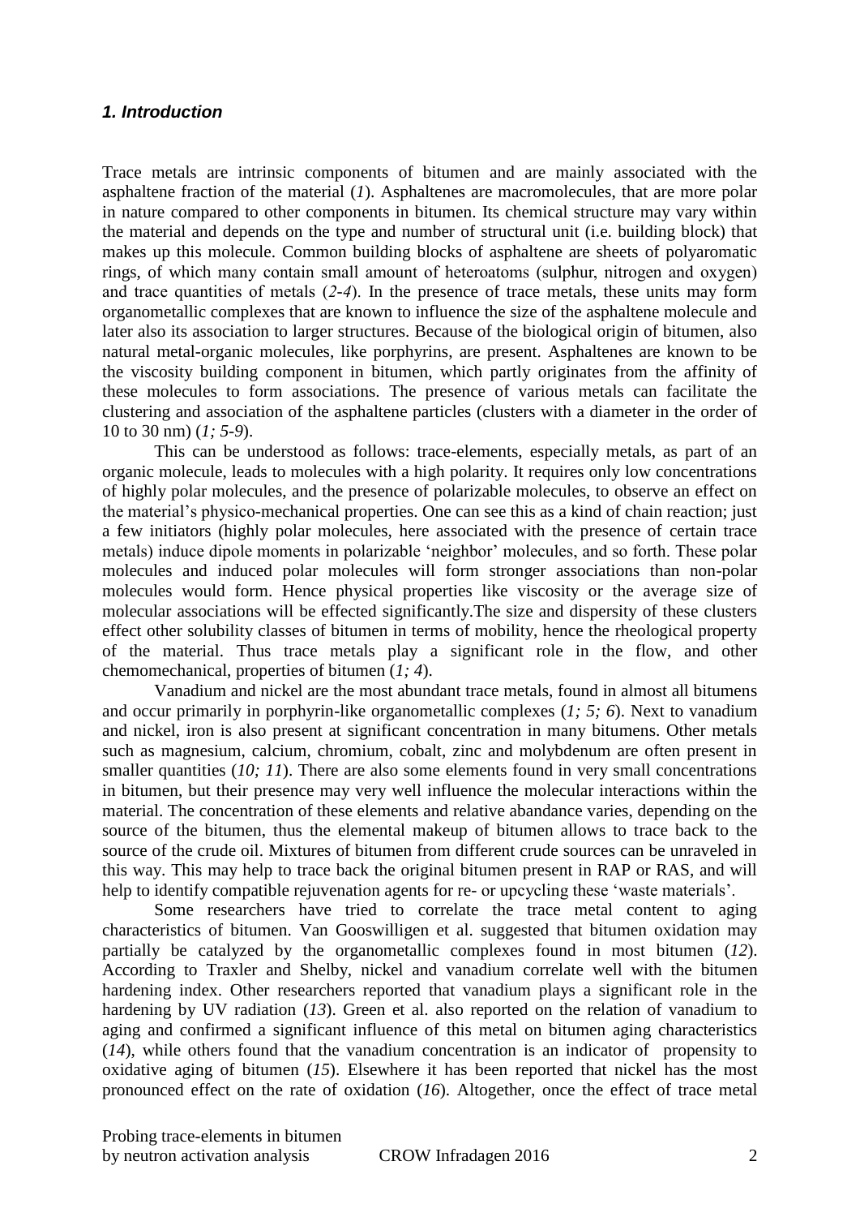## *1. Introduction*

Trace metals are intrinsic components of bitumen and are mainly associated with the asphaltene fraction of the material (*1*). Asphaltenes are macromolecules, that are more polar in nature compared to other components in bitumen. Its chemical structure may vary within the material and depends on the type and number of structural unit (i.e. building block) that makes up this molecule. Common building blocks of asphaltene are sheets of polyaromatic rings, of which many contain small amount of heteroatoms (sulphur, nitrogen and oxygen) and trace quantities of metals (*2-4*). In the presence of trace metals, these units may form organometallic complexes that are known to influence the size of the asphaltene molecule and later also its association to larger structures. Because of the biological origin of bitumen, also natural metal-organic molecules, like porphyrins, are present. Asphaltenes are known to be the viscosity building component in bitumen, which partly originates from the affinity of these molecules to form associations. The presence of various metals can facilitate the clustering and association of the asphaltene particles (clusters with a diameter in the order of 10 to 30 nm) (*1; 5-9*).

This can be understood as follows: trace-elements, especially metals, as part of an organic molecule, leads to molecules with a high polarity. It requires only low concentrations of highly polar molecules, and the presence of polarizable molecules, to observe an effect on the material's physico-mechanical properties. One can see this as a kind of chain reaction; just a few initiators (highly polar molecules, here associated with the presence of certain trace metals) induce dipole moments in polarizable 'neighbor' molecules, and so forth. These polar molecules and induced polar molecules will form stronger associations than non-polar molecules would form. Hence physical properties like viscosity or the average size of molecular associations will be effected significantly.The size and dispersity of these clusters effect other solubility classes of bitumen in terms of mobility, hence the rheological property of the material. Thus trace metals play a significant role in the flow, and other chemomechanical, properties of bitumen (*1; 4*).

Vanadium and nickel are the most abundant trace metals, found in almost all bitumens and occur primarily in porphyrin-like organometallic complexes (*1; 5; 6*). Next to vanadium and nickel, iron is also present at significant concentration in many bitumens. Other metals such as magnesium, calcium, chromium, cobalt, zinc and molybdenum are often present in smaller quantities (*10; 11*). There are also some elements found in very small concentrations in bitumen, but their presence may very well influence the molecular interactions within the material. The concentration of these elements and relative abandance varies, depending on the source of the bitumen, thus the elemental makeup of bitumen allows to trace back to the source of the crude oil. Mixtures of bitumen from different crude sources can be unraveled in this way. This may help to trace back the original bitumen present in RAP or RAS, and will help to identify compatible rejuvenation agents for re- or upcycling these 'waste materials'.

Some researchers have tried to correlate the trace metal content to aging characteristics of bitumen. Van Gooswilligen et al. suggested that bitumen oxidation may partially be catalyzed by the organometallic complexes found in most bitumen (*12*). According to Traxler and Shelby, nickel and vanadium correlate well with the bitumen hardening index. Other researchers reported that vanadium plays a significant role in the hardening by UV radiation (*13*). Green et al. also reported on the relation of vanadium to aging and confirmed a significant influence of this metal on bitumen aging characteristics (*14*), while others found that the vanadium concentration is an indicator of propensity to oxidative aging of bitumen (*15*). Elsewhere it has been reported that nickel has the most pronounced effect on the rate of oxidation (*16*). Altogether, once the effect of trace metal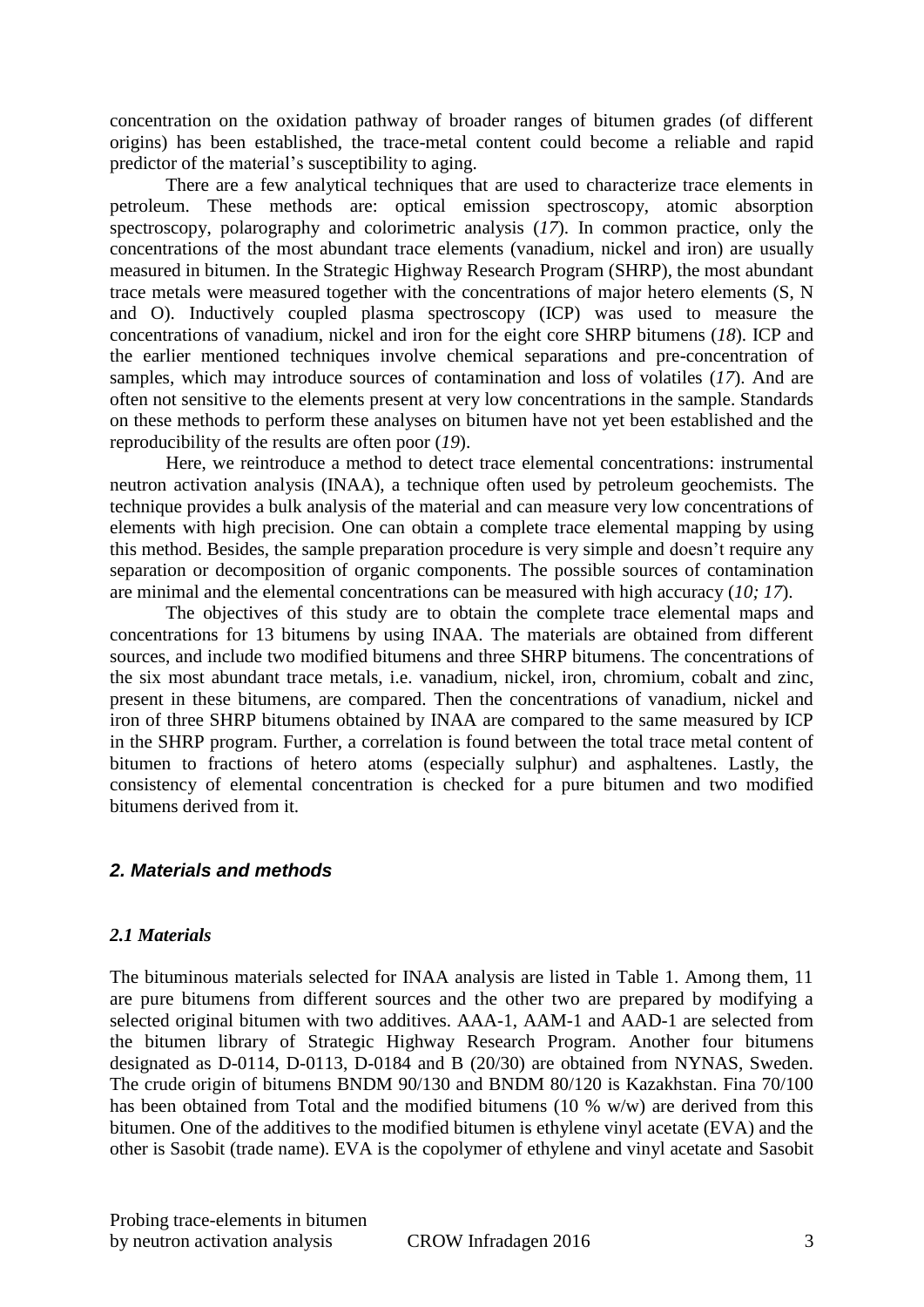concentration on the oxidation pathway of broader ranges of bitumen grades (of different origins) has been established, the trace-metal content could become a reliable and rapid predictor of the material's susceptibility to aging.

There are a few analytical techniques that are used to characterize trace elements in petroleum. These methods are: optical emission spectroscopy, atomic absorption spectroscopy, polarography and colorimetric analysis (*17*). In common practice, only the concentrations of the most abundant trace elements (vanadium, nickel and iron) are usually measured in bitumen. In the Strategic Highway Research Program (SHRP), the most abundant trace metals were measured together with the concentrations of major hetero elements (S, N and O). Inductively coupled plasma spectroscopy (ICP) was used to measure the concentrations of vanadium, nickel and iron for the eight core SHRP bitumens (*18*). ICP and the earlier mentioned techniques involve chemical separations and pre-concentration of samples, which may introduce sources of contamination and loss of volatiles (*17*). And are often not sensitive to the elements present at very low concentrations in the sample. Standards on these methods to perform these analyses on bitumen have not yet been established and the reproducibility of the results are often poor (*19*).

Here, we reintroduce a method to detect trace elemental concentrations: instrumental neutron activation analysis (INAA), a technique often used by petroleum geochemists. The technique provides a bulk analysis of the material and can measure very low concentrations of elements with high precision. One can obtain a complete trace elemental mapping by using this method. Besides, the sample preparation procedure is very simple and doesn't require any separation or decomposition of organic components. The possible sources of contamination are minimal and the elemental concentrations can be measured with high accuracy (*10; 17*).

The objectives of this study are to obtain the complete trace elemental maps and concentrations for 13 bitumens by using INAA. The materials are obtained from different sources, and include two modified bitumens and three SHRP bitumens. The concentrations of the six most abundant trace metals, i.e. vanadium, nickel, iron, chromium, cobalt and zinc, present in these bitumens, are compared. Then the concentrations of vanadium, nickel and iron of three SHRP bitumens obtained by INAA are compared to the same measured by ICP in the SHRP program. Further, a correlation is found between the total trace metal content of bitumen to fractions of hetero atoms (especially sulphur) and asphaltenes. Lastly, the consistency of elemental concentration is checked for a pure bitumen and two modified bitumens derived from it.

## *2. Materials and methods*

### *2.1 Materials*

The bituminous materials selected for INAA analysis are listed in Table 1. Among them, 11 are pure bitumens from different sources and the other two are prepared by modifying a selected original bitumen with two additives. AAA-1, AAM-1 and AAD-1 are selected from the bitumen library of Strategic Highway Research Program. Another four bitumens designated as D-0114, D-0113, D-0184 and B (20/30) are obtained from NYNAS, Sweden. The crude origin of bitumens BNDM 90/130 and BNDM 80/120 is Kazakhstan. Fina 70/100 has been obtained from Total and the modified bitumens (10 % w/w) are derived from this bitumen. One of the additives to the modified bitumen is ethylene vinyl acetate (EVA) and the other is Sasobit (trade name). EVA is the copolymer of ethylene and vinyl acetate and Sasobit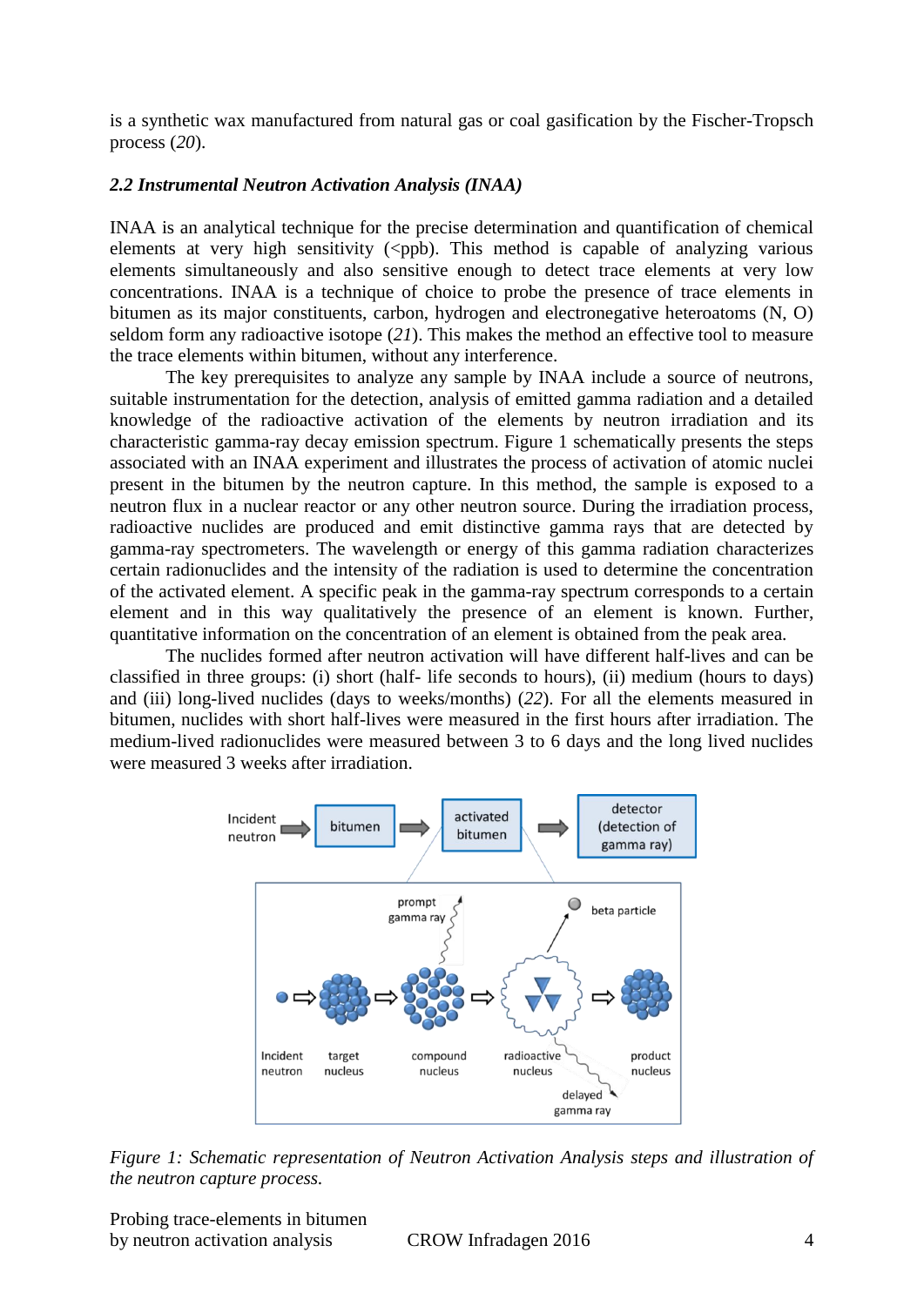is a synthetic wax manufactured from natural gas or coal gasification by the Fischer-Tropsch process (*20*).

### *2.2 Instrumental Neutron Activation Analysis (INAA)*

INAA is an analytical technique for the precise determination and quantification of chemical elements at very high sensitivity (<ppb). This method is capable of analyzing various elements simultaneously and also sensitive enough to detect trace elements at very low concentrations. INAA is a technique of choice to probe the presence of trace elements in bitumen as its major constituents, carbon, hydrogen and electronegative heteroatoms (N, O) seldom form any radioactive isotope (*21*). This makes the method an effective tool to measure the trace elements within bitumen, without any interference.

The key prerequisites to analyze any sample by INAA include a source of neutrons, suitable instrumentation for the detection, analysis of emitted gamma radiation and a detailed knowledge of the radioactive activation of the elements by neutron irradiation and its characteristic gamma-ray decay emission spectrum. Figure 1 schematically presents the steps associated with an INAA experiment and illustrates the process of activation of atomic nuclei present in the bitumen by the neutron capture. In this method, the sample is exposed to a neutron flux in a nuclear reactor or any other neutron source. During the irradiation process, radioactive nuclides are produced and emit distinctive gamma rays that are detected by gamma-ray spectrometers. The wavelength or energy of this gamma radiation characterizes certain radionuclides and the intensity of the radiation is used to determine the concentration of the activated element. A specific peak in the gamma-ray spectrum corresponds to a certain element and in this way qualitatively the presence of an element is known. Further, quantitative information on the concentration of an element is obtained from the peak area.

The nuclides formed after neutron activation will have different half-lives and can be classified in three groups: (i) short (half- life seconds to hours), (ii) medium (hours to days) and (iii) long-lived nuclides (days to weeks/months) (*22*). For all the elements measured in bitumen, nuclides with short half-lives were measured in the first hours after irradiation. The medium-lived radionuclides were measured between 3 to 6 days and the long lived nuclides were measured 3 weeks after irradiation.

*Figure 1: Schematic representation of Neutron Activation Analysis steps and illustration of the neutron capture process.*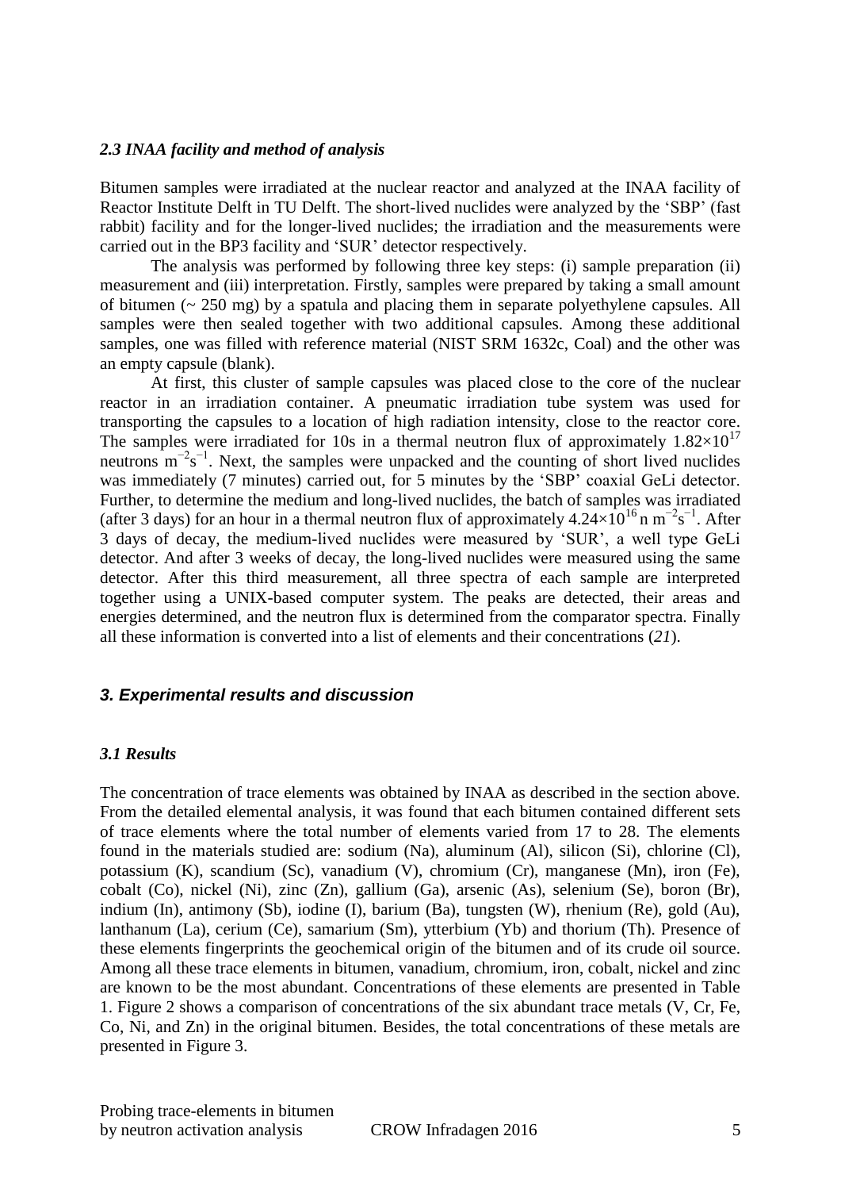### *2.3 INAA facility and method of analysis*

Bitumen samples were irradiated at the nuclear reactor and analyzed at the INAA facility of Reactor Institute Delft in TU Delft. The short-lived nuclides were analyzed by the 'SBP' (fast rabbit) facility and for the longer-lived nuclides; the irradiation and the measurements were carried out in the BP3 facility and 'SUR' detector respectively.

The analysis was performed by following three key steps: (i) sample preparation (ii) measurement and (iii) interpretation. Firstly, samples were prepared by taking a small amount of bitumen (~ 250 mg) by a spatula and placing them in separate polyethylene capsules. All samples were then sealed together with two additional capsules. Among these additional samples, one was filled with reference material (NIST SRM 1632c, Coal) and the other was an empty capsule (blank).

At first, this cluster of sample capsules was placed close to the core of the nuclear reactor in an irradiation container. A pneumatic irradiation tube system was used for transporting the capsules to a location of high radiation intensity, close to the reactor core. The samples were irradiated for 10s in a thermal neutron flux of approximately $1.82 \times 10^{17}$ neutrons $m^{-2}s^{-1}$. Next, the samples were unpacked and the counting of short lived nuclides was immediately (7 minutes) carried out, for 5 minutes by the 'SBP' coaxial GeLi detector. Further, to determine the medium and long-lived nuclides, the batch of samples was irradiated (after 3 days) for an hour in a thermal neutron flux of approximately $4.24 \times 10^{16}$ n $m^{-2}s^{-1}$. After 3 days of decay, the medium-lived nuclides were measured by 'SUR', a well type GeLi detector. And after 3 weeks of decay, the long-lived nuclides were measured using the same detector. After this third measurement, all three spectra of each sample are interpreted together using a UNIX-based computer system. The peaks are detected, their areas and energies determined, and the neutron flux is determined from the comparator spectra. Finally all these information is converted into a list of elements and their concentrations (*21*).

## *3. Experimental results and discussion*

### *3.1 Results*

The concentration of trace elements was obtained by INAA as described in the section above. From the detailed elemental analysis, it was found that each bitumen contained different sets of trace elements where the total number of elements varied from 17 to 28. The elements found in the materials studied are: sodium (Na), aluminum (Al), silicon (Si), chlorine (Cl), potassium (K), scandium (Sc), vanadium (V), chromium (Cr), manganese (Mn), iron (Fe), cobalt (Co), nickel (Ni), zinc (Zn), gallium (Ga), arsenic (As), selenium (Se), boron (Br), indium (In), antimony (Sb), iodine (I), barium (Ba), tungsten (W), rhenium (Re), gold (Au), lanthanum (La), cerium (Ce), samarium (Sm), ytterbium (Yb) and thorium (Th). Presence of these elements fingerprints the geochemical origin of the bitumen and of its crude oil source. Among all these trace elements in bitumen, vanadium, chromium, iron, cobalt, nickel and zinc are known to be the most abundant. Concentrations of these elements are presented in Table 1. Figure 2 shows a comparison of concentrations of the six abundant trace metals (V, Cr, Fe, Co, Ni, and Zn) in the original bitumen. Besides, the total concentrations of these metals are presented in Figure 3.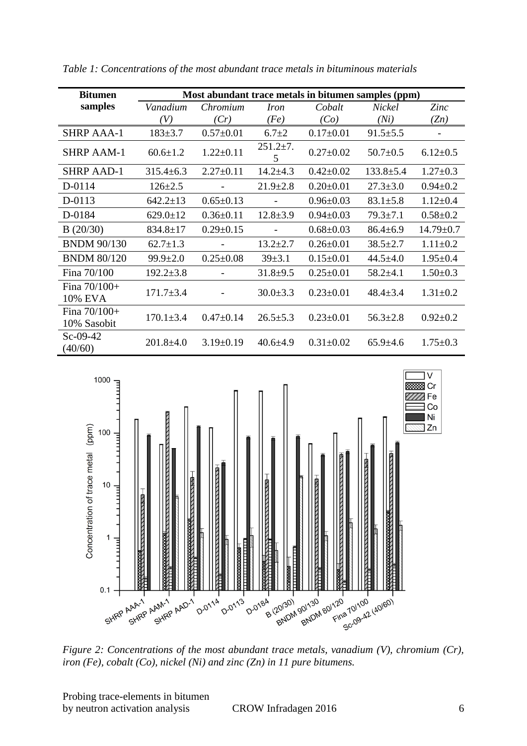*Table 1: Concentrations of the most abundant trace metals in bituminous materials*

| Bitumen samples | Most abundant trace metals in bitumen samples (ppm) | | | | | |
|---|---|---|---|---|---|---|
| | *Vanadium (V)* | *Chromium (Cr)* | *Iron (Fe)* | *Cobalt (Co)* | *Nickel (Ni)* | *Zinc (Zn)* |
| SHRP AAA-1 | 183±3.7 | 0.57±0.01 | 6.7±2 | 0.17±0.01 | 91.5±5.5 | - |
| SHRP AAM-1 | 60.6±1.2 | 1.22±0.11 | 251.2±7.5 | 0.27±0.02 | 50.7±0.5 | 6.12±0.5 |
| SHRP AAD-1 | 315.4±6.3 | 2.27±0.11 | 14.2±4.3 | 0.42±0.02 | 133.8±5.4 | 1.27±0.3 |
| D-0114 | 126±2.5 | - | 21.9±2.8 | 0.20±0.01 | 27.3±3.0 | 0.94±0.2 |
| D-0113 | 642.2±13 | 0.65±0.13 | - | 0.96±0.03 | 83.1±5.8 | 1.12±0.4 |
| D-0184 | 629.0±12 | 0.36±0.11 | 12.8±3.9 | 0.94±0.03 | 79.3±7.1 | 0.58±0.2 |
| B (20/30) | 834.8±17 | 0.29±0.15 | - | 0.68±0.03 | 86.4±6.9 | 14.79±0.7 |
| BNDM 90/130 | 62.7±1.3 | - | 13.2±2.7 | 0.26±0.01 | 38.5±2.7 | 1.11±0.2 |
| BNDM 80/120 | 99.9±2.0 | 0.25±0.08 | 39±3.1 | 0.15±0.01 | 44.5±4.0 | 1.95±0.4 |
| Fina 70/100 | 192.2±3.8 | - | 31.8±9.5 | 0.25±0.01 | 58.2±4.1 | 1.50±0.3 |
| Fina 70/100+ 10% EVA | 171.7±3.4 | - | 30.0±3.3 | 0.23±0.01 | 48.4±3.4 | 1.31±0.2 |
| Fina 70/100+ 10% Sasobit | 170.1±3.4 | 0.47±0.14 | 26.5±5.3 | 0.23±0.01 | 56.3±2.8 | 0.92±0.2 |
| Sc-09-42 (40/60) | 201.8±4.0 | 3.19±0.19 | 40.6±4.9 | 0.31±0.02 | 65.9±4.6 | 1.75±0.3 |

*Figure 2: Concentrations of the most abundant trace metals, vanadium (V), chromium (Cr), iron (Fe), cobalt (Co), nickel (Ni) and zinc (Zn) in 11 pure bitumens.*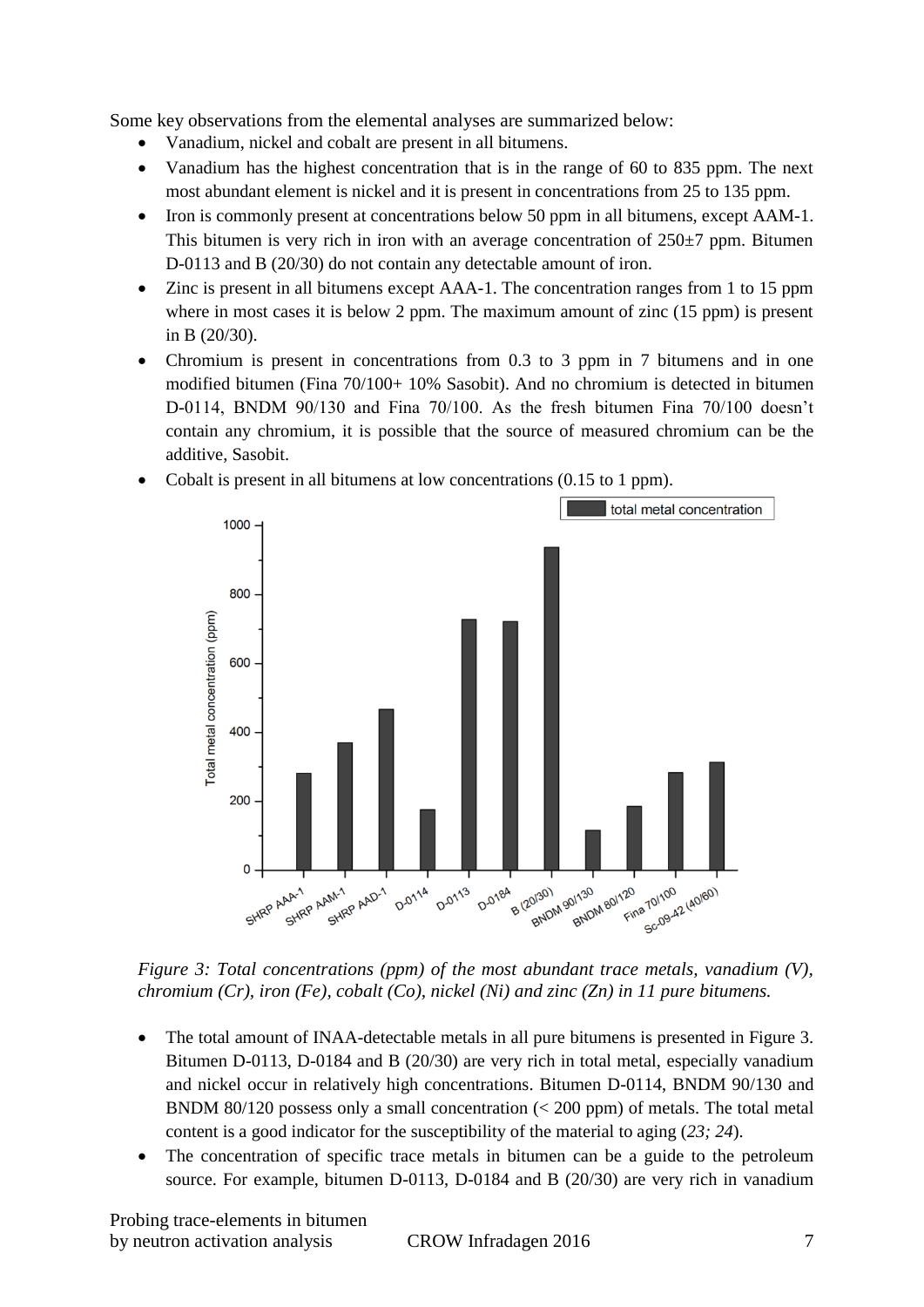Some key observations from the elemental analyses are summarized below:

- Vanadium, nickel and cobalt are present in all bitumens.
- Vanadium has the highest concentration that is in the range of 60 to 835 ppm. The next most abundant element is nickel and it is present in concentrations from 25 to 135 ppm.
- Iron is commonly present at concentrations below 50 ppm in all bitumens, except AAM-1. This bitumen is very rich in iron with an average concentration of 250±7 ppm. Bitumen D-0113 and B (20/30) do not contain any detectable amount of iron.
- Zinc is present in all bitumens except AAA-1. The concentration ranges from 1 to 15 ppm where in most cases it is below 2 ppm. The maximum amount of zinc (15 ppm) is present in B (20/30).
- Chromium is present in concentrations from 0.3 to 3 ppm in 7 bitumens and in one modified bitumen (Fina 70/100+ 10% Sasobit). And no chromium is detected in bitumen D-0114, BNDM 90/130 and Fina 70/100. As the fresh bitumen Fina 70/100 doesn't contain any chromium, it is possible that the source of measured chromium can be the additive, Sasobit.
- Cobalt is present in all bitumens at low concentrations (0.15 to 1 ppm).

*Figure 3: Total concentrations (ppm) of the most abundant trace metals, vanadium (V), chromium (Cr), iron (Fe), cobalt (Co), nickel (Ni) and zinc (Zn) in 11 pure bitumens.*

- The total amount of INAA-detectable metals in all pure bitumens is presented in Figure 3. Bitumen D-0113, D-0184 and B (20/30) are very rich in total metal, especially vanadium and nickel occur in relatively high concentrations. Bitumen D-0114, BNDM 90/130 and BNDM 80/120 possess only a small concentration (< 200 ppm) of metals. The total metal content is a good indicator for the susceptibility of the material to aging (*23; 24*).
- The concentration of specific trace metals in bitumen can be a guide to the petroleum source. For example, bitumen D-0113, D-0184 and B (20/30) are very rich in vanadium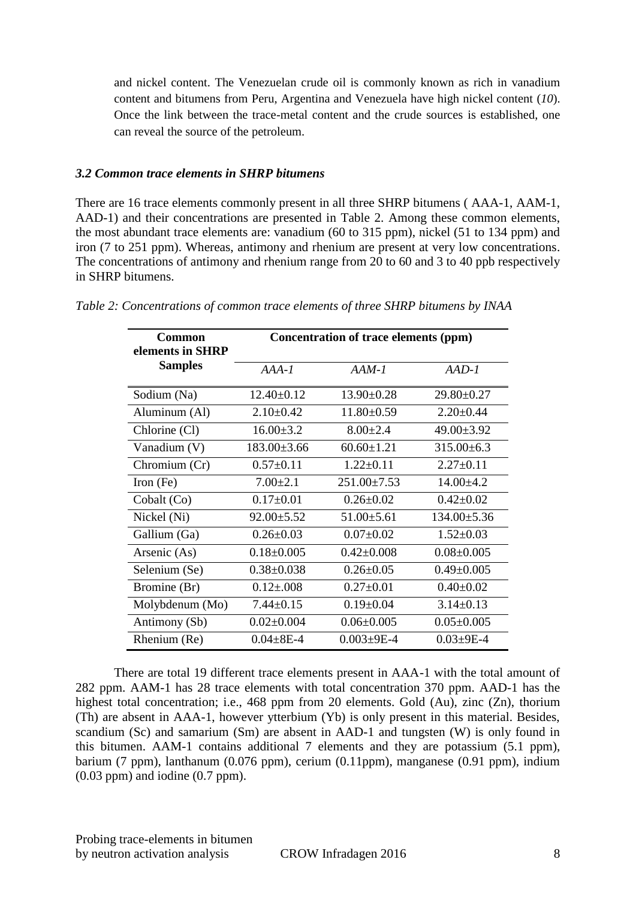and nickel content. The Venezuelan crude oil is commonly known as rich in vanadium content and bitumens from Peru, Argentina and Venezuela have high nickel content (*10*). Once the link between the trace-metal content and the crude sources is established, one can reveal the source of the petroleum.

### *3.2 Common trace elements in SHRP bitumens*

There are 16 trace elements commonly present in all three SHRP bitumens ( AAA-1, AAM-1, AAD-1) and their concentrations are presented in Table 2. Among these common elements, the most abundant trace elements are: vanadium (60 to 315 ppm), nickel (51 to 134 ppm) and iron (7 to 251 ppm). Whereas, antimony and rhenium are present at very low concentrations. The concentrations of antimony and rhenium range from 20 to 60 and 3 to 40 ppb respectively in SHRP bitumens.

*Table 2: Concentrations of common trace elements of three SHRP bitumens by INAA*

| Common elements in SHRP Samples | Concentration of trace elements (ppm) | | |
|---|---|---|---|
| | *AAA-1* | *AAM-1* | *AAD-1* |
| Sodium (Na) | 12.40±0.12 | 13.90±0.28 | 29.80±0.27 |
| Aluminum (Al) | 2.10±0.42 | 11.80±0.59 | 2.20±0.44 |
| Chlorine (Cl) | 16.00±3.2 | 8.00±2.4 | 49.00±3.92 |
| Vanadium (V) | 183.00±3.66 | 60.60±1.21 | 315.00±6.3 |
| Chromium (Cr) | 0.57±0.11 | 1.22±0.11 | 2.27±0.11 |
| Iron (Fe) | 7.00±2.1 | 251.00±7.53 | 14.00±4.2 |
| Cobalt (Co) | 0.17±0.01 | 0.26±0.02 | 0.42±0.02 |
| Nickel (Ni) | 92.00±5.52 | 51.00±5.61 | 134.00±5.36 |
| Gallium (Ga) | 0.26±0.03 | 0.07±0.02 | 1.52±0.03 |
| Arsenic (As) | 0.18±0.005 | 0.42±0.008 | 0.08±0.005 |
| Selenium (Se) | 0.38±0.038 | 0.26±0.05 | 0.49±0.005 |
| Bromine (Br) | 0.12±.008 | 0.27±0.01 | 0.40±0.02 |
| Molybdenum (Mo) | 7.44±0.15 | 0.19±0.04 | 3.14±0.13 |
| Antimony (Sb) | 0.02±0.004 | 0.06±0.005 | 0.05±0.005 |
| Rhenium (Re) | 0.04±8E-4 | 0.003±9E-4 | 0.03±9E-4 |

There are total 19 different trace elements present in AAA-1 with the total amount of 282 ppm. AAM-1 has 28 trace elements with total concentration 370 ppm. AAD-1 has the highest total concentration; i.e., 468 ppm from 20 elements. Gold (Au), zinc (Zn), thorium (Th) are absent in AAA-1, however ytterbium (Yb) is only present in this material. Besides, scandium (Sc) and samarium (Sm) are absent in AAD-1 and tungsten (W) is only found in this bitumen. AAM-1 contains additional 7 elements and they are potassium (5.1 ppm), barium (7 ppm), lanthanum (0.076 ppm), cerium (0.11ppm), manganese (0.91 ppm), indium (0.03 ppm) and iodine (0.7 ppm).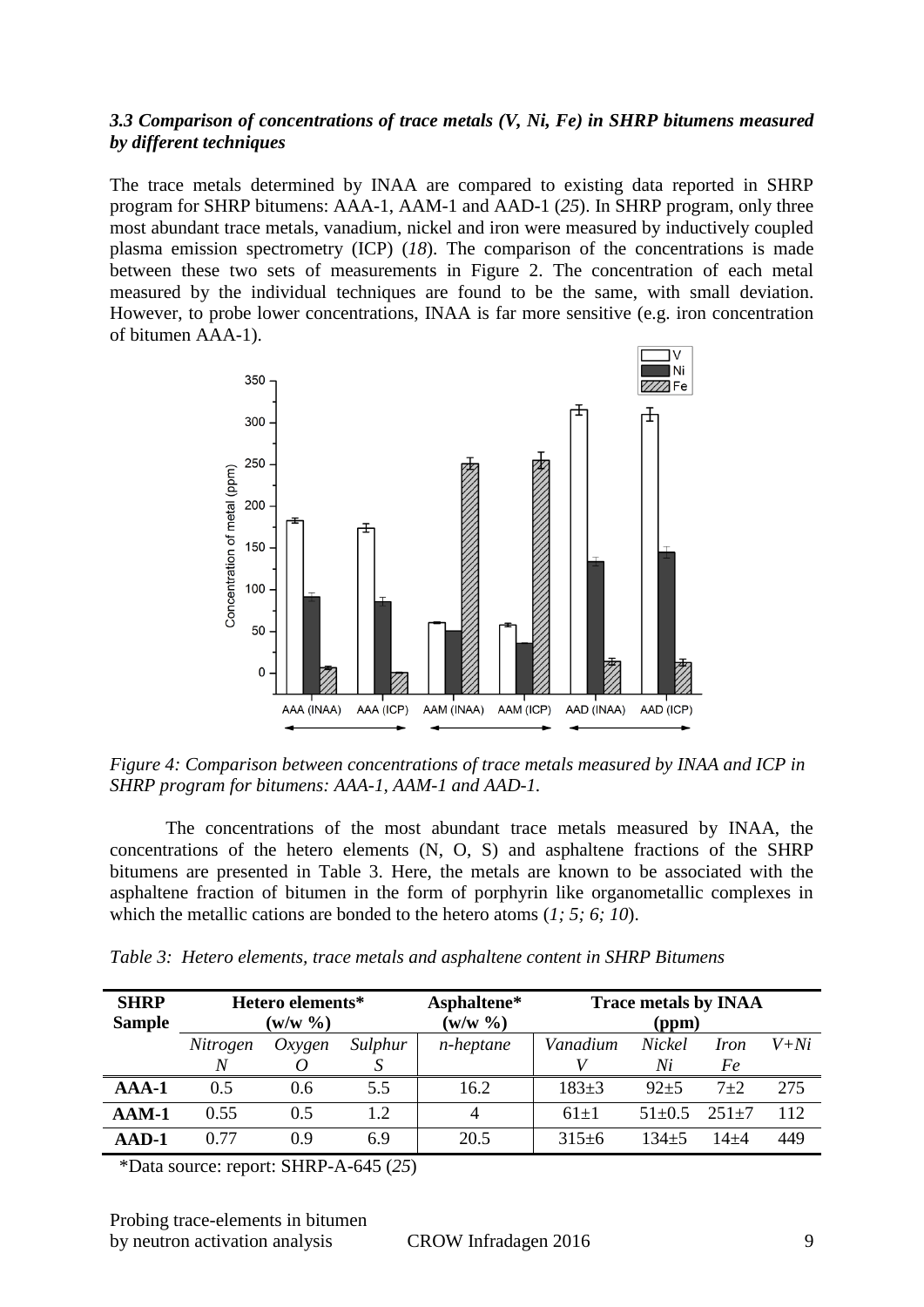### *3.3 Comparison of concentrations of trace metals (V, Ni, Fe) in SHRP bitumens measured by different techniques*

The trace metals determined by INAA are compared to existing data reported in SHRP program for SHRP bitumens: AAA-1, AAM-1 and AAD-1 (*25*). In SHRP program, only three most abundant trace metals, vanadium, nickel and iron were measured by inductively coupled plasma emission spectrometry (ICP) (*18*). The comparison of the concentrations is made between these two sets of measurements in Figure 2. The concentration of each metal measured by the individual techniques are found to be the same, with small deviation. However, to probe lower concentrations, INAA is far more sensitive (e.g. iron concentration of bitumen AAA-1).

*Figure 4: Comparison between concentrations of trace metals measured by INAA and ICP in SHRP program for bitumens: AAA-1, AAM-1 and AAD-1.*

The concentrations of the most abundant trace metals measured by INAA, the concentrations of the hetero elements (N, O, S) and asphaltene fractions of the SHRP bitumens are presented in Table 3. Here, the metals are known to be associated with the asphaltene fraction of bitumen in the form of porphyrin like organometallic complexes in which the metallic cations are bonded to the hetero atoms (*1; 5; 6; 10*).

*Table 3: Hetero elements, trace metals and asphaltene content in SHRP Bitumens*

| SHRP Sample | Hetero elements* (w/w %) | | | Asphaltene* (w/w %) | Trace metals by INAA (ppm) | | | |
|---|---|---|---|---|---|---|---|---|
| | *Nitrogen N* | *Oxygen O* | *Sulphur S* | *n-heptane* | *Vanadium V* | *Nickel Ni* | *Iron Fe* | *V+Ni* |
| **AAA-1** | 0.5 | 0.6 | 5.5 | 16.2 | 183±3 | 92±5 | 7±2 | 275 |
| **AAM-1** | 0.55 | 0.5 | 1.2 | 4 | 61±1 | 51±0.5 | 251±7 | 112 |
| **AAD-1** | 0.77 | 0.9 | 6.9 | 20.5 | 315±6 | 134±5 | 14±4 | 449 |

*Data source: report: SHRP-A-645 (*25*)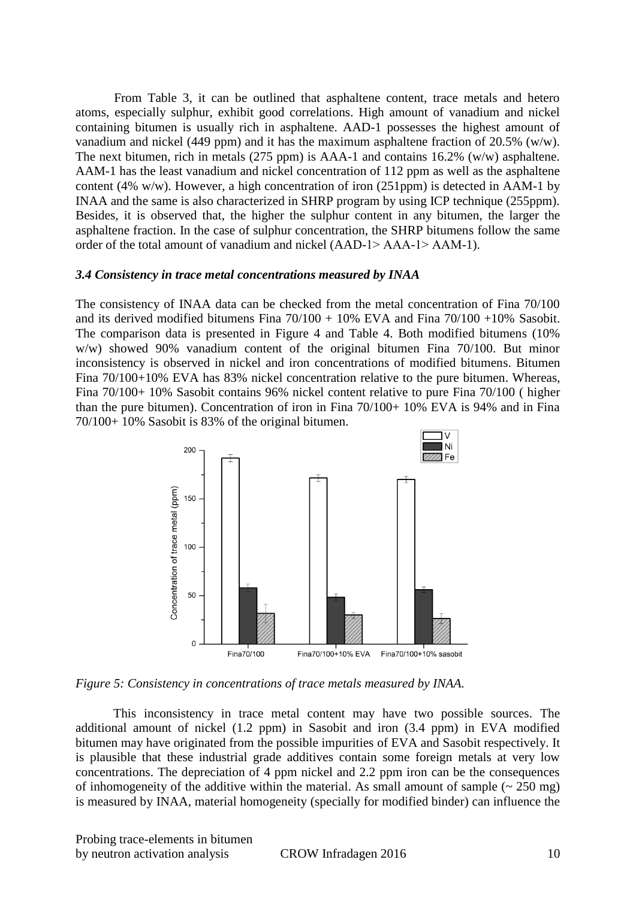From Table 3, it can be outlined that asphaltene content, trace metals and hetero atoms, especially sulphur, exhibit good correlations. High amount of vanadium and nickel containing bitumen is usually rich in asphaltene. AAD-1 possesses the highest amount of vanadium and nickel (449 ppm) and it has the maximum asphaltene fraction of 20.5% (w/w). The next bitumen, rich in metals (275 ppm) is AAA-1 and contains 16.2% (w/w) asphaltene. AAM-1 has the least vanadium and nickel concentration of 112 ppm as well as the asphaltene content (4% w/w). However, a high concentration of iron (251ppm) is detected in AAM-1 by INAA and the same is also characterized in SHRP program by using ICP technique (255ppm). Besides, it is observed that, the higher the sulphur content in any bitumen, the larger the asphaltene fraction. In the case of sulphur concentration, the SHRP bitumens follow the same order of the total amount of vanadium and nickel (AAD-1> AAA-1> AAM-1).

### *3.4 Consistency in trace metal concentrations measured by INAA*

The consistency of INAA data can be checked from the metal concentration of Fina 70/100 and its derived modified bitumens Fina 70/100 + 10% EVA and Fina 70/100 +10% Sasobit. The comparison data is presented in Figure 4 and Table 4. Both modified bitumens (10% w/w) showed 90% vanadium content of the original bitumen Fina 70/100. But minor inconsistency is observed in nickel and iron concentrations of modified bitumens. Bitumen Fina 70/100+10% EVA has 83% nickel concentration relative to the pure bitumen. Whereas, Fina 70/100+ 10% Sasobit contains 96% nickel content relative to pure Fina 70/100 ( higher than the pure bitumen). Concentration of iron in Fina 70/100+ 10% EVA is 94% and in Fina 70/100+ 10% Sasobit is 83% of the original bitumen.

*Figure 5: Consistency in concentrations of trace metals measured by INAA.*

This inconsistency in trace metal content may have two possible sources. The additional amount of nickel (1.2 ppm) in Sasobit and iron (3.4 ppm) in EVA modified bitumen may have originated from the possible impurities of EVA and Sasobit respectively. It is plausible that these industrial grade additives contain some foreign metals at very low concentrations. The depreciation of 4 ppm nickel and 2.2 ppm iron can be the consequences of inhomogeneity of the additive within the material. As small amount of sample (~ 250 mg) is measured by INAA, material homogeneity (specially for modified binder) can influence the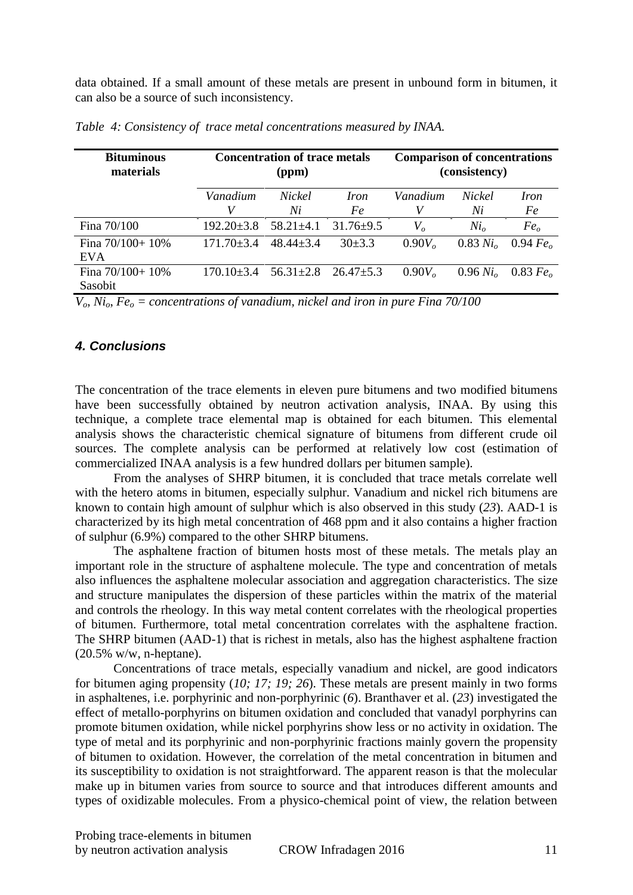data obtained. If a small amount of these metals are present in unbound form in bitumen, it can also be a source of such inconsistency.

*Table 4: Consistency of trace metal concentrations measured by INAA.*

| Bituminous materials | Concentration of trace metals (ppm) | | | Comparison of concentrations (consistency) | | |
|---|---|---|---|---|---|---|
| | *Vanadium* *V* | *Nickel* *Ni* | *Iron* *Fe* | *Vanadium* *V* | *Nickel* *Ni* | *Iron* *Fe* |
| Fina 70/100 | 192.20±3.8 | 58.21±4.1 | 31.76±9.5 | $V_o$ | $Ni_o$ | $Fe_o$ |
| Fina 70/100+ 10% EVA | 171.70±3.4 | 48.44±3.4 | 30±3.3 | $0.90V_o$ | 0.83 $Ni_o$ | 0.94 $Fe_o$ |
| Fina 70/100+ 10% Sasobit | 170.10±3.4 | 56.31±2.8 | 26.47±5.3 | $0.90V_o$ | 0.96 $Ni_o$ | 0.83 $Fe_o$ |

*$V_o$, $Ni_o$, $Fe_o$ = concentrations of vanadium, nickel and iron in pure Fina 70/100*

### *4. Conclusions*

The concentration of the trace elements in eleven pure bitumens and two modified bitumens have been successfully obtained by neutron activation analysis, INAA. By using this technique, a complete trace elemental map is obtained for each bitumen. This elemental analysis shows the characteristic chemical signature of bitumens from different crude oil sources. The complete analysis can be performed at relatively low cost (estimation of commercialized INAA analysis is a few hundred dollars per bitumen sample).

From the analyses of SHRP bitumen, it is concluded that trace metals correlate well with the hetero atoms in bitumen, especially sulphur. Vanadium and nickel rich bitumens are known to contain high amount of sulphur which is also observed in this study (*23*). AAD-1 is characterized by its high metal concentration of 468 ppm and it also contains a higher fraction of sulphur (6.9%) compared to the other SHRP bitumens.

The asphaltene fraction of bitumen hosts most of these metals. The metals play an important role in the structure of asphaltene molecule. The type and concentration of metals also influences the asphaltene molecular association and aggregation characteristics. The size and structure manipulates the dispersion of these particles within the matrix of the material and controls the rheology. In this way metal content correlates with the rheological properties of bitumen. Furthermore, total metal concentration correlates with the asphaltene fraction. The SHRP bitumen (AAD-1) that is richest in metals, also has the highest asphaltene fraction (20.5% w/w, n-heptane).

Concentrations of trace metals, especially vanadium and nickel, are good indicators for bitumen aging propensity (*10; 17; 19; 26*). These metals are present mainly in two forms in asphaltenes, i.e. porphyrinic and non-porphyrinic (*6*). Branthaver et al. (*23*) investigated the effect of metallo-porphyrins on bitumen oxidation and concluded that vanadyl porphyrins can promote bitumen oxidation, while nickel porphyrins show less or no activity in oxidation. The type of metal and its porphyrinic and non-porphyrinic fractions mainly govern the propensity of bitumen to oxidation. However, the correlation of the metal concentration in bitumen and its susceptibility to oxidation is not straightforward. The apparent reason is that the molecular make up in bitumen varies from source to source and that introduces different amounts and types of oxidizable molecules. From a physico-chemical point of view, the relation between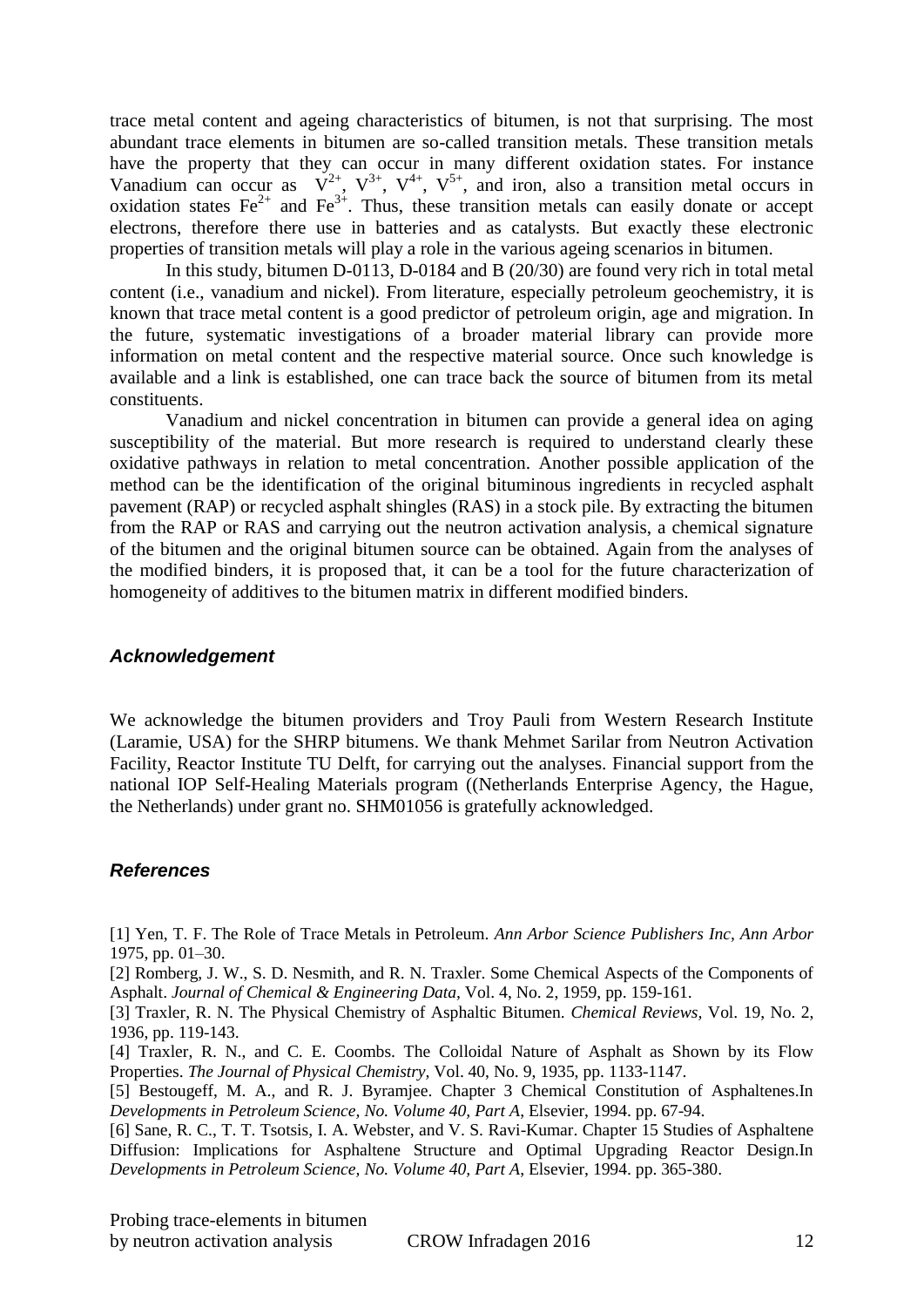trace metal content and ageing characteristics of bitumen, is not that surprising. The most abundant trace elements in bitumen are so-called transition metals. These transition metals have the property that they can occur in many different oxidation states. For instance Vanadium can occur as $V^{2+}$, $V^{3+}$, $V^{4+}$, $V^{5+}$, and iron, also a transition metal occurs in oxidation states $Fe^{2+}$ and $Fe^{3+}$. Thus, these transition metals can easily donate or accept electrons, therefore there use in batteries and as catalysts. But exactly these electronic properties of transition metals will play a role in the various ageing scenarios in bitumen.

In this study, bitumen D-0113, D-0184 and B (20/30) are found very rich in total metal content (i.e., vanadium and nickel). From literature, especially petroleum geochemistry, it is known that trace metal content is a good predictor of petroleum origin, age and migration. In the future, systematic investigations of a broader material library can provide more information on metal content and the respective material source. Once such knowledge is available and a link is established, one can trace back the source of bitumen from its metal constituents.

Vanadium and nickel concentration in bitumen can provide a general idea on aging susceptibility of the material. But more research is required to understand clearly these oxidative pathways in relation to metal concentration. Another possible application of the method can be the identification of the original bituminous ingredients in recycled asphalt pavement (RAP) or recycled asphalt shingles (RAS) in a stock pile. By extracting the bitumen from the RAP or RAS and carrying out the neutron activation analysis, a chemical signature of the bitumen and the original bitumen source can be obtained. Again from the analyses of the modified binders, it is proposed that, it can be a tool for the future characterization of homogeneity of additives to the bitumen matrix in different modified binders.

## *Acknowledgement*

We acknowledge the bitumen providers and Troy Pauli from Western Research Institute (Laramie, USA) for the SHRP bitumens. We thank Mehmet Sarilar from Neutron Activation Facility, Reactor Institute TU Delft, for carrying out the analyses. Financial support from the national IOP Self-Healing Materials program ((Netherlands Enterprise Agency, the Hague, the Netherlands) under grant no. SHM01056 is gratefully acknowledged.

## *References*

[1] Yen, T. F. The Role of Trace Metals in Petroleum. *Ann Arbor Science Publishers Inc, Ann Arbor* 1975, pp. 01–30.

[2] Romberg, J. W., S. D. Nesmith, and R. N. Traxler. Some Chemical Aspects of the Components of Asphalt. *Journal of Chemical & Engineering Data*, Vol. 4, No. 2, 1959, pp. 159-161.

[3] Traxler, R. N. The Physical Chemistry of Asphaltic Bitumen. *Chemical Reviews*, Vol. 19, No. 2, 1936, pp. 119-143.

[4] Traxler, R. N., and C. E. Coombs. The Colloidal Nature of Asphalt as Shown by its Flow Properties. *The Journal of Physical Chemistry*, Vol. 40, No. 9, 1935, pp. 1133-1147.

[5] Bestougeff, M. A., and R. J. Byramjee. Chapter 3 Chemical Constitution of Asphaltenes.In *Developments in Petroleum Science, No. Volume 40, Part A*, Elsevier, 1994. pp. 67-94.

[6] Sane, R. C., T. T. Tsotsis, I. A. Webster, and V. S. Ravi-Kumar. Chapter 15 Studies of Asphaltene Diffusion: Implications for Asphaltene Structure and Optimal Upgrading Reactor Design.In *Developments in Petroleum Science, No. Volume 40, Part A*, Elsevier, 1994. pp. 365-380.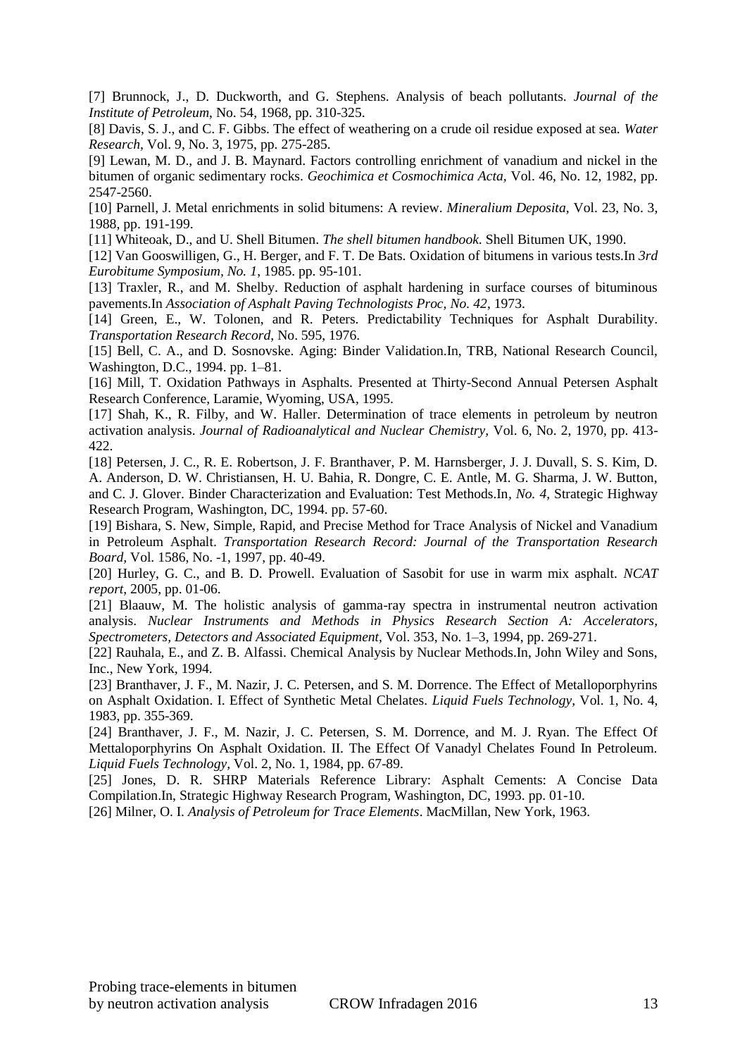[7] Brunnock, J., D. Duckworth, and G. Stephens. Analysis of beach pollutants. *Journal of the Institute of Petroleum*, No. 54, 1968, pp. 310-325.

[8] Davis, S. J., and C. F. Gibbs. The effect of weathering on a crude oil residue exposed at sea. *Water Research*, Vol. 9, No. 3, 1975, pp. 275-285.

[9] Lewan, M. D., and J. B. Maynard. Factors controlling enrichment of vanadium and nickel in the bitumen of organic sedimentary rocks. *Geochimica et Cosmochimica Acta*, Vol. 46, No. 12, 1982, pp. 2547-2560.

[10] Parnell, J. Metal enrichments in solid bitumens: A review. *Mineralium Deposita*, Vol. 23, No. 3, 1988, pp. 191-199.

[11] Whiteoak, D., and U. Shell Bitumen. *The shell bitumen handbook*. Shell Bitumen UK, 1990.

[12] Van Gooswilligen, G., H. Berger, and F. T. De Bats. Oxidation of bitumens in various tests.In *3rd Eurobitume Symposium, No. 1*, 1985. pp. 95-101.

[13] Traxler, R., and M. Shelby. Reduction of asphalt hardening in surface courses of bituminous pavements.In *Association of Asphalt Paving Technologists Proc, No. 42*, 1973.

[14] Green, E., W. Tolonen, and R. Peters. Predictability Techniques for Asphalt Durability. *Transportation Research Record*, No. 595, 1976.

[15] Bell, C. A., and D. Sosnovske. Aging: Binder Validation.In, TRB, National Research Council, Washington, D.C., 1994. pp. 1–81.

[16] Mill, T. Oxidation Pathways in Asphalts. Presented at Thirty-Second Annual Petersen Asphalt Research Conference, Laramie, Wyoming, USA, 1995.

[17] Shah, K., R. Filby, and W. Haller. Determination of trace elements in petroleum by neutron activation analysis. *Journal of Radioanalytical and Nuclear Chemistry*, Vol. 6, No. 2, 1970, pp. 413-422.

[18] Petersen, J. C., R. E. Robertson, J. F. Branthaver, P. M. Harnsberger, J. J. Duvall, S. S. Kim, D. A. Anderson, D. W. Christiansen, H. U. Bahia, R. Dongre, C. E. Antle, M. G. Sharma, J. W. Button, and C. J. Glover. Binder Characterization and Evaluation: Test Methods.In, *No. 4*, Strategic Highway Research Program, Washington, DC, 1994. pp. 57-60.

[19] Bishara, S. New, Simple, Rapid, and Precise Method for Trace Analysis of Nickel and Vanadium in Petroleum Asphalt. *Transportation Research Record: Journal of the Transportation Research Board*, Vol. 1586, No. -1, 1997, pp. 40-49.

[20] Hurley, G. C., and B. D. Prowell. Evaluation of Sasobit for use in warm mix asphalt. *NCAT report*, 2005, pp. 01-06.

[21] Blaauw, M. The holistic analysis of gamma-ray spectra in instrumental neutron activation analysis. *Nuclear Instruments and Methods in Physics Research Section A: Accelerators, Spectrometers, Detectors and Associated Equipment*, Vol. 353, No. 1–3, 1994, pp. 269-271.

[22] Rauhala, E., and Z. B. Alfassi. Chemical Analysis by Nuclear Methods.In, John Wiley and Sons, Inc., New York, 1994.

[23] Branthaver, J. F., M. Nazir, J. C. Petersen, and S. M. Dorrence. The Effect of Metalloporphyrins on Asphalt Oxidation. I. Effect of Synthetic Metal Chelates. *Liquid Fuels Technology*, Vol. 1, No. 4, 1983, pp. 355-369.

[24] Branthaver, J. F., M. Nazir, J. C. Petersen, S. M. Dorrence, and M. J. Ryan. The Effect Of Mettaloporphyrins On Asphalt Oxidation. II. The Effect Of Vanadyl Chelates Found In Petroleum. *Liquid Fuels Technology*, Vol. 2, No. 1, 1984, pp. 67-89.

[25] Jones, D. R. SHRP Materials Reference Library: Asphalt Cements: A Concise Data Compilation.In, Strategic Highway Research Program, Washington, DC, 1993. pp. 01-10.

[26] Milner, O. I. *Analysis of Petroleum for Trace Elements*. MacMillan, New York, 1963.